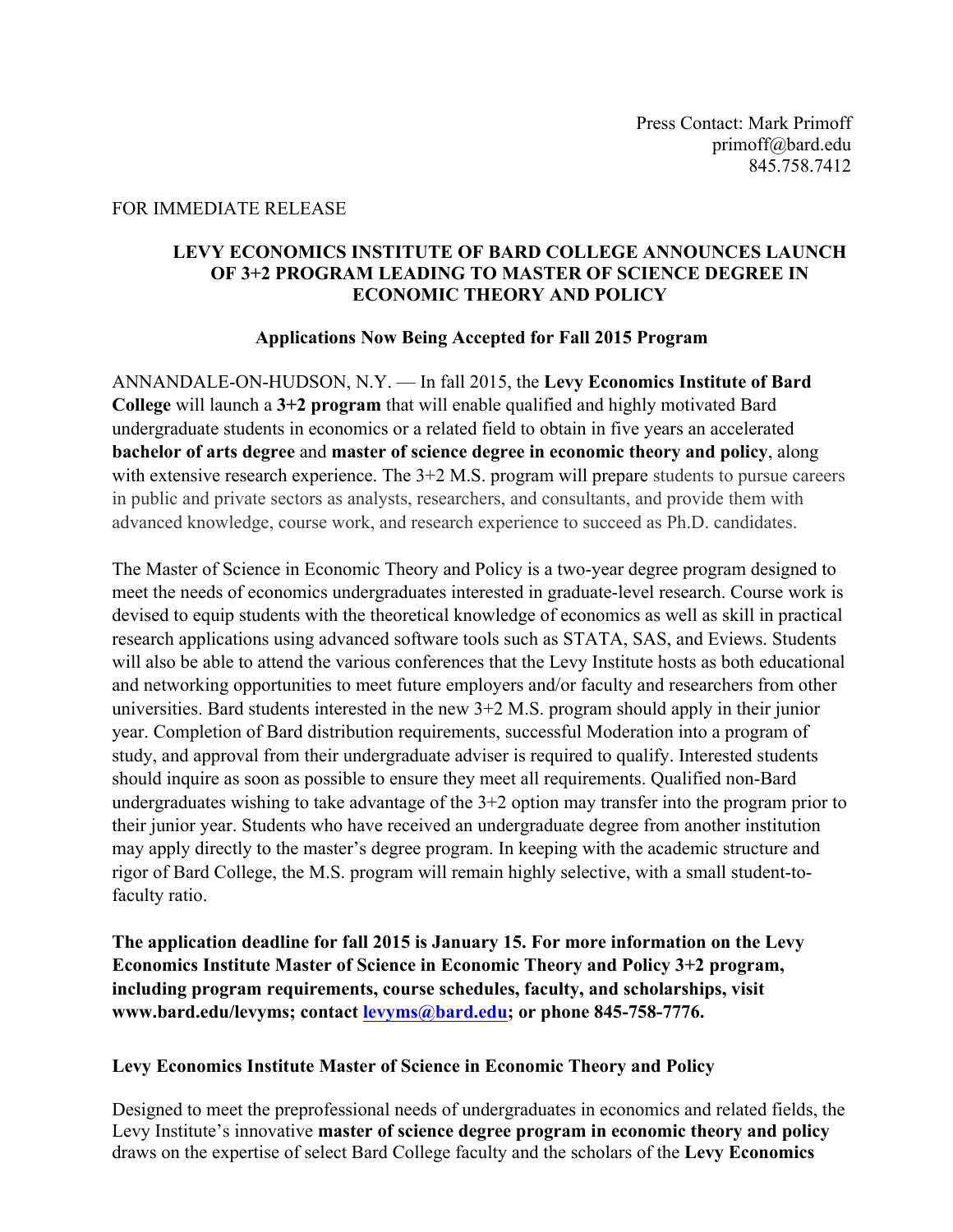Press Contact: Mark Primoff
primoff@bard.edu
845.758.7412

FOR IMMEDIATE RELEASE

# LEVY ECONOMICS INSTITUTE OF BARD COLLEGE ANNOUNCES LAUNCH OF 3+2 PROGRAM LEADING TO MASTER OF SCIENCE DEGREE IN ECONOMIC THEORY AND POLICY

## Applications Now Being Accepted for Fall 2015 Program

ANNANDALE-ON-HUDSON, N.Y. — In fall 2015, the **Levy Economics Institute of Bard College** will launch a **3+2 program** that will enable qualified and highly motivated Bard undergraduate students in economics or a related field to obtain in five years an accelerated **bachelor of arts degree** and **master of science degree in economic theory and policy**, along with extensive research experience. The 3+2 M.S. program will prepare students to pursue careers in public and private sectors as analysts, researchers, and consultants, and provide them with advanced knowledge, course work, and research experience to succeed as Ph.D. candidates.

The Master of Science in Economic Theory and Policy is a two-year degree program designed to meet the needs of economics undergraduates interested in graduate-level research. Course work is devised to equip students with the theoretical knowledge of economics as well as skill in practical research applications using advanced software tools such as STATA, SAS, and Eviews. Students will also be able to attend the various conferences that the Levy Institute hosts as both educational and networking opportunities to meet future employers and/or faculty and researchers from other universities. Bard students interested in the new 3+2 M.S. program should apply in their junior year. Completion of Bard distribution requirements, successful Moderation into a program of study, and approval from their undergraduate adviser is required to qualify. Interested students should inquire as soon as possible to ensure they meet all requirements. Qualified non-Bard undergraduates wishing to take advantage of the 3+2 option may transfer into the program prior to their junior year. Students who have received an undergraduate degree from another institution may apply directly to the master's degree program. In keeping with the academic structure and rigor of Bard College, the M.S. program will remain highly selective, with a small student-to-faculty ratio.

**The application deadline for fall 2015 is January 15. For more information on the Levy Economics Institute Master of Science in Economic Theory and Policy 3+2 program, including program requirements, course schedules, faculty, and scholarships, visit www.bard.edu/levyms; contact levyms@bard.edu; or phone 845-758-7776.**

### Levy Economics Institute Master of Science in Economic Theory and Policy

Designed to meet the preprofessional needs of undergraduates in economics and related fields, the Levy Institute's innovative **master of science degree program in economic theory and policy** draws on the expertise of select Bard College faculty and the scholars of the **Levy Economics**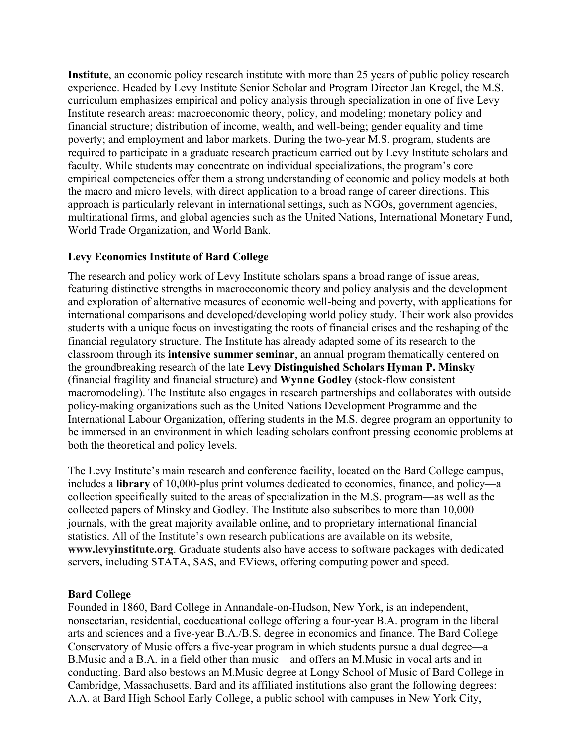**Institute**, an economic policy research institute with more than 25 years of public policy research experience. Headed by Levy Institute Senior Scholar and Program Director Jan Kregel, the M.S. curriculum emphasizes empirical and policy analysis through specialization in one of five Levy Institute research areas: macroeconomic theory, policy, and modeling; monetary policy and financial structure; distribution of income, wealth, and well-being; gender equality and time poverty; and employment and labor markets. During the two-year M.S. program, students are required to participate in a graduate research practicum carried out by Levy Institute scholars and faculty. While students may concentrate on individual specializations, the program's core empirical competencies offer them a strong understanding of economic and policy models at both the macro and micro levels, with direct application to a broad range of career directions. This approach is particularly relevant in international settings, such as NGOs, government agencies, multinational firms, and global agencies such as the United Nations, International Monetary Fund, World Trade Organization, and World Bank.

**Levy Economics Institute of Bard College**

The research and policy work of Levy Institute scholars spans a broad range of issue areas, featuring distinctive strengths in macroeconomic theory and policy analysis and the development and exploration of alternative measures of economic well-being and poverty, with applications for international comparisons and developed/developing world policy study. Their work also provides students with a unique focus on investigating the roots of financial crises and the reshaping of the financial regulatory structure. The Institute has already adapted some of its research to the classroom through its **intensive summer seminar**, an annual program thematically centered on the groundbreaking research of the late **Levy Distinguished Scholars Hyman P. Minsky** (financial fragility and financial structure) and **Wynne Godley** (stock-flow consistent macromodeling). The Institute also engages in research partnerships and collaborates with outside policy-making organizations such as the United Nations Development Programme and the International Labour Organization, offering students in the M.S. degree program an opportunity to be immersed in an environment in which leading scholars confront pressing economic problems at both the theoretical and policy levels.

The Levy Institute's main research and conference facility, located on the Bard College campus, includes a **library** of 10,000-plus print volumes dedicated to economics, finance, and policy—a collection specifically suited to the areas of specialization in the M.S. program—as well as the collected papers of Minsky and Godley. The Institute also subscribes to more than 10,000 journals, with the great majority available online, and to proprietary international financial statistics. All of the Institute's own research publications are available on its website, **www.levyinstitute.org**. Graduate students also have access to software packages with dedicated servers, including STATA, SAS, and EViews, offering computing power and speed.

**Bard College**

Founded in 1860, Bard College in Annandale-on-Hudson, New York, is an independent, nonsectarian, residential, coeducational college offering a four-year B.A. program in the liberal arts and sciences and a five-year B.A./B.S. degree in economics and finance. The Bard College Conservatory of Music offers a five-year program in which students pursue a dual degree—a B.Music and a B.A. in a field other than music—and offers an M.Music in vocal arts and in conducting. Bard also bestows an M.Music degree at Longy School of Music of Bard College in Cambridge, Massachusetts. Bard and its affiliated institutions also grant the following degrees: A.A. at Bard High School Early College, a public school with campuses in New York City,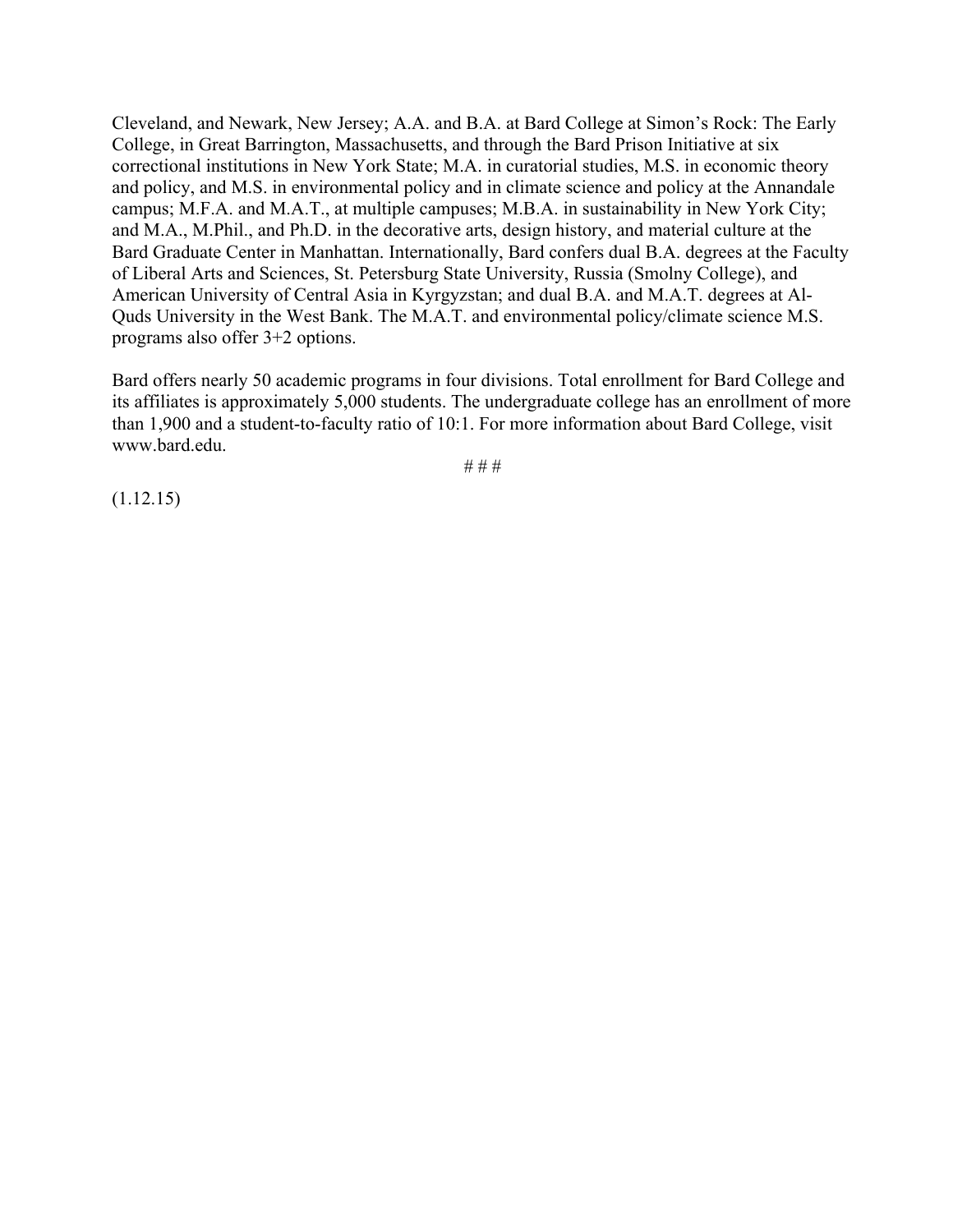Cleveland, and Newark, New Jersey; A.A. and B.A. at Bard College at Simon's Rock: The Early College, in Great Barrington, Massachusetts, and through the Bard Prison Initiative at six correctional institutions in New York State; M.A. in curatorial studies, M.S. in economic theory and policy, and M.S. in environmental policy and in climate science and policy at the Annandale campus; M.F.A. and M.A.T., at multiple campuses; M.B.A. in sustainability in New York City; and M.A., M.Phil., and Ph.D. in the decorative arts, design history, and material culture at the Bard Graduate Center in Manhattan. Internationally, Bard confers dual B.A. degrees at the Faculty of Liberal Arts and Sciences, St. Petersburg State University, Russia (Smolny College), and American University of Central Asia in Kyrgyzstan; and dual B.A. and M.A.T. degrees at Al-Quds University in the West Bank. The M.A.T. and environmental policy/climate science M.S. programs also offer 3+2 options.

Bard offers nearly 50 academic programs in four divisions. Total enrollment for Bard College and its affiliates is approximately 5,000 students. The undergraduate college has an enrollment of more than 1,900 and a student-to-faculty ratio of 10:1. For more information about Bard College, visit www.bard.edu.

# # #

(1.12.15)